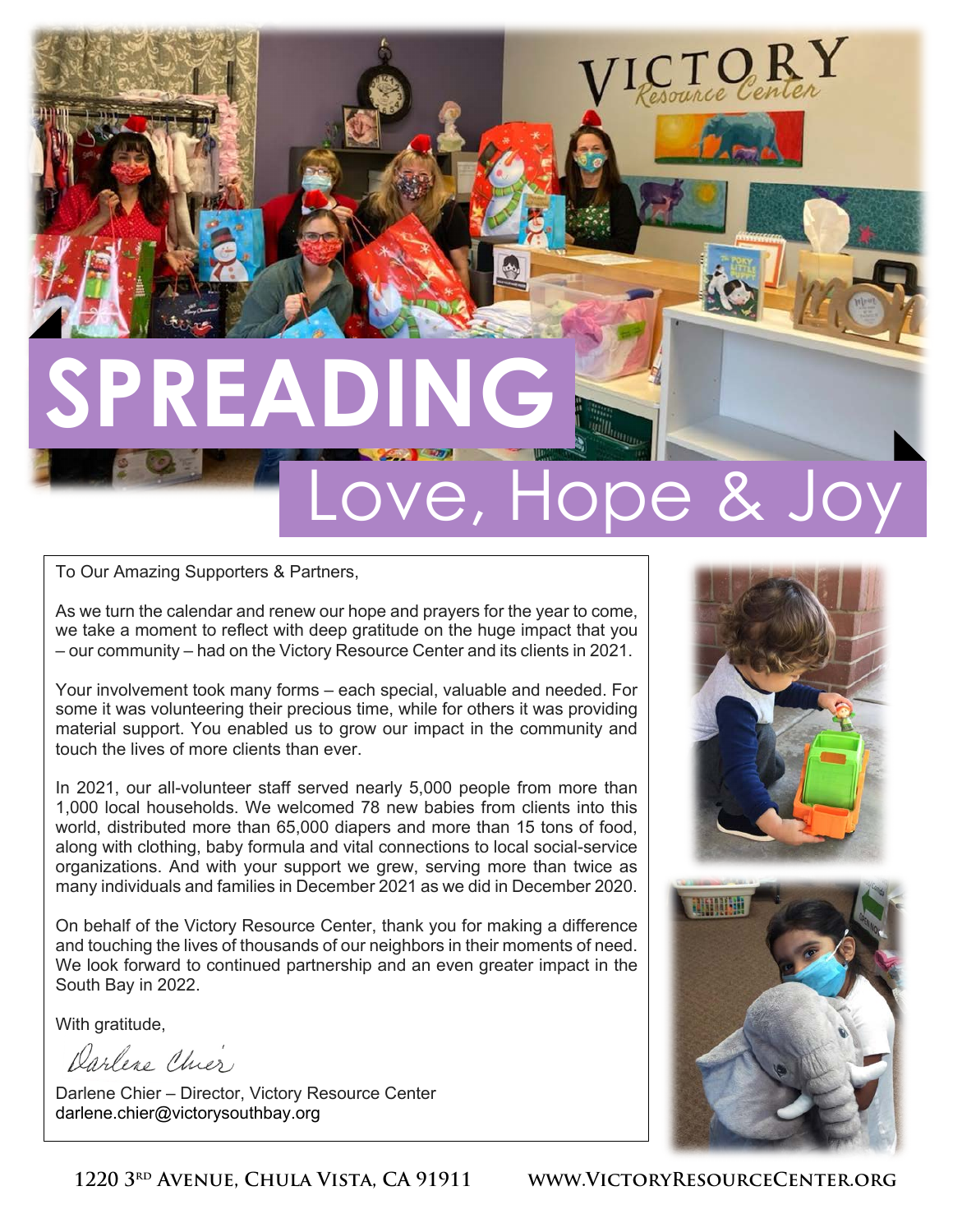# SPREADING

## Love, Hope & Joy

To Our Amazing Supporters & Partners,

As we turn the calendar and renew our hope and prayers for the year to come, we take a moment to reflect with deep gratitude on the huge impact that you – our community – had on the Victory Resource Center and its clients in 2021.

Your involvement took many forms – each special, valuable and needed. For some it was volunteering their precious time, while for others it was providing material support. You enabled us to grow our impact in the community and touch the lives of more clients than ever.

In 2021, our all-volunteer staff served nearly 5,000 people from more than 1,000 local households. We welcomed 78 new babies from clients into this world, distributed more than 65,000 diapers and more than 15 tons of food, along with clothing, baby formula and vital connections to local social-service organizations. And with your support we grew, serving more than twice as many individuals and families in December 2021 as we did in December 2020.

On behalf of the Victory Resource Center, thank you for making a difference and touching the lives of thousands of our neighbors in their moments of need. We look forward to continued partnership and an even greater impact in the South Bay in 2022.

With gratitude,

Darlene Chier

Darlene Chier – Director, Victory Resource Center
darlene.chier@victorysouthbay.org

1220 3RD Avenue, Chula Vista, CA 91911 www.VictoryResourceCenter.org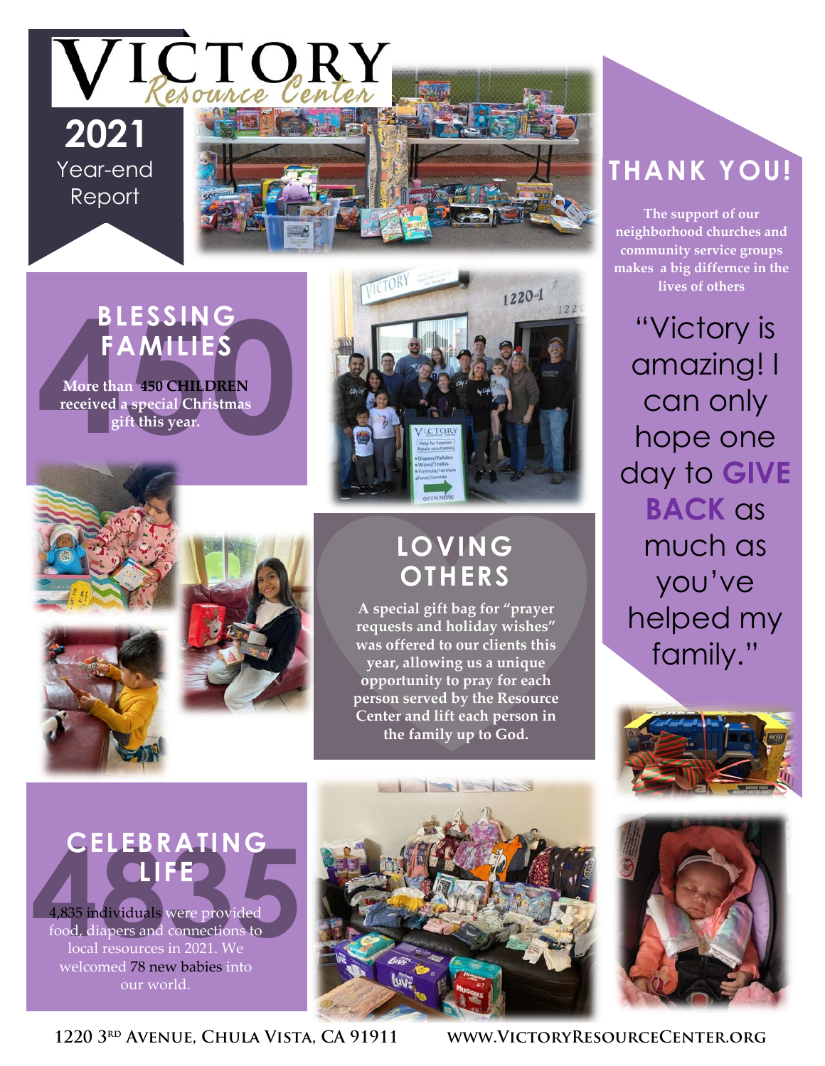# VICTORY
*Resource Center*

## 2021 Year-end Report

## BLESSING FAMILIES

450

More than 450 CHILDREN received a special Christmas gift this year.

## LOVING OTHERS

A special gift bag for "prayer requests and holiday wishes" was offered to our clients this year, allowing us a unique opportunity to pray for each person served by the Resource Center and lift each person in the family up to God.

## THANK YOU!

The support of our neighborhood churches and community service groups makes a big differnce in the lives of others

"Victory is amazing! I can only hope one day to **GIVE BACK** as much as you've helped my family."

## CELEBRATING LIFE

4835

4,835 individuals were provided food, diapers and connections to local resources in 2021. We welcomed 78 new babies into our world.

1220 3[RD] Avenue, Chula Vista, CA 91911

www.VictoryResourceCenter.org